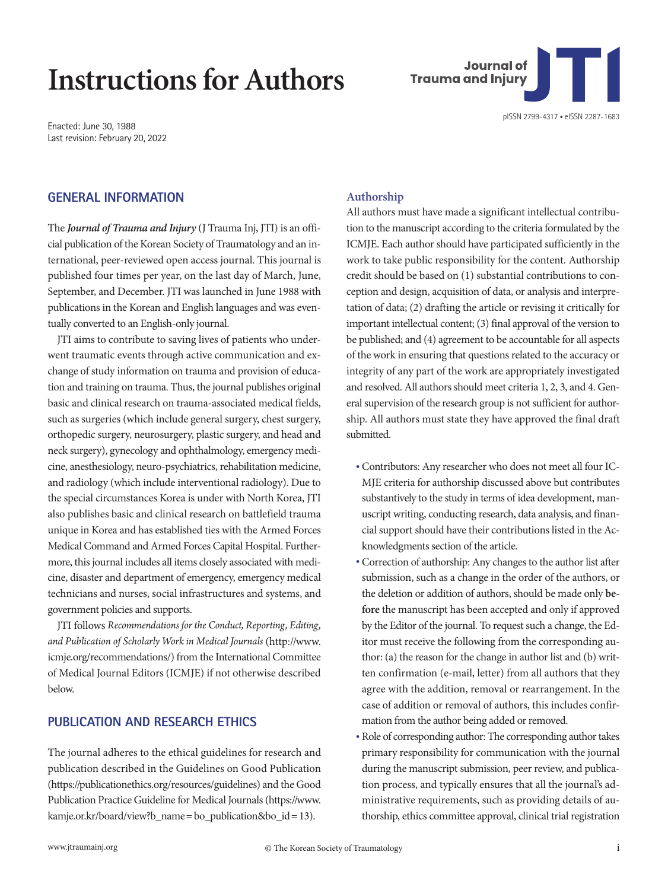# Instructions for Authors

**Journal of Trauma and Injury**

pISSN 2799-4317 • eISSN 2287-1683

Enacted: June 30, 1988
Last revision: February 20, 2022

## GENERAL INFORMATION

The ***Journal of Trauma and Injury*** (J Trauma Inj, JTI) is an official publication of the Korean Society of Traumatology and an international, peer-reviewed open access journal. This journal is published four times per year, on the last day of March, June, September, and December. JTI was launched in June 1988 with publications in the Korean and English languages and was eventually converted to an English-only journal.

JTI aims to contribute to saving lives of patients who underwent traumatic events through active communication and exchange of study information on trauma and provision of education and training on trauma. Thus, the journal publishes original basic and clinical research on trauma-associated medical fields, such as surgeries (which include general surgery, chest surgery, orthopedic surgery, neurosurgery, plastic surgery, and head and neck surgery), gynecology and ophthalmology, emergency medicine, anesthesiology, neuro-psychiatrics, rehabilitation medicine, and radiology (which include interventional radiology). Due to the special circumstances Korea is under with North Korea, JTI also publishes basic and clinical research on battlefield trauma unique in Korea and has established ties with the Armed Forces Medical Command and Armed Forces Capital Hospital. Furthermore, this journal includes all items closely associated with medicine, disaster and department of emergency, emergency medical technicians and nurses, social infrastructures and systems, and government policies and supports.

JTI follows *Recommendations for the Conduct, Reporting, Editing, and Publication of Scholarly Work in Medical Journals* (http://www.icmje.org/recommendations/) from the International Committee of Medical Journal Editors (ICMJE) if not otherwise described below.

## PUBLICATION AND RESEARCH ETHICS

The journal adheres to the ethical guidelines for research and publication described in the Guidelines on Good Publication (https://publicationethics.org/resources/guidelines) and the Good Publication Practice Guideline for Medical Journals (https://www.kamje.or.kr/board/view?b_name=bo_publication&bo_id=13).

### Authorship

All authors must have made a significant intellectual contribution to the manuscript according to the criteria formulated by the ICMJE. Each author should have participated sufficiently in the work to take public responsibility for the content. Authorship credit should be based on (1) substantial contributions to conception and design, acquisition of data, or analysis and interpretation of data; (2) drafting the article or revising it critically for important intellectual content; (3) final approval of the version to be published; and (4) agreement to be accountable for all aspects of the work in ensuring that questions related to the accuracy or integrity of any part of the work are appropriately investigated and resolved. All authors should meet criteria 1, 2, 3, and 4. General supervision of the research group is not sufficient for authorship. All authors must state they have approved the final draft submitted.

- Contributors: Any researcher who does not meet all four ICMJE criteria for authorship discussed above but contributes substantively to the study in terms of idea development, manuscript writing, conducting research, data analysis, and financial support should have their contributions listed in the Acknowledgments section of the article.
- Correction of authorship: Any changes to the author list after submission, such as a change in the order of the authors, or the deletion or addition of authors, should be made only **before** the manuscript has been accepted and only if approved by the Editor of the journal. To request such a change, the Editor must receive the following from the corresponding author: (a) the reason for the change in author list and (b) written confirmation (e-mail, letter) from all authors that they agree with the addition, removal or rearrangement. In the case of addition or removal of authors, this includes confirmation from the author being added or removed.
- Role of corresponding author: The corresponding author takes primary responsibility for communication with the journal during the manuscript submission, peer review, and publication process, and typically ensures that all the journal's administrative requirements, such as providing details of authorship, ethics committee approval, clinical trial registration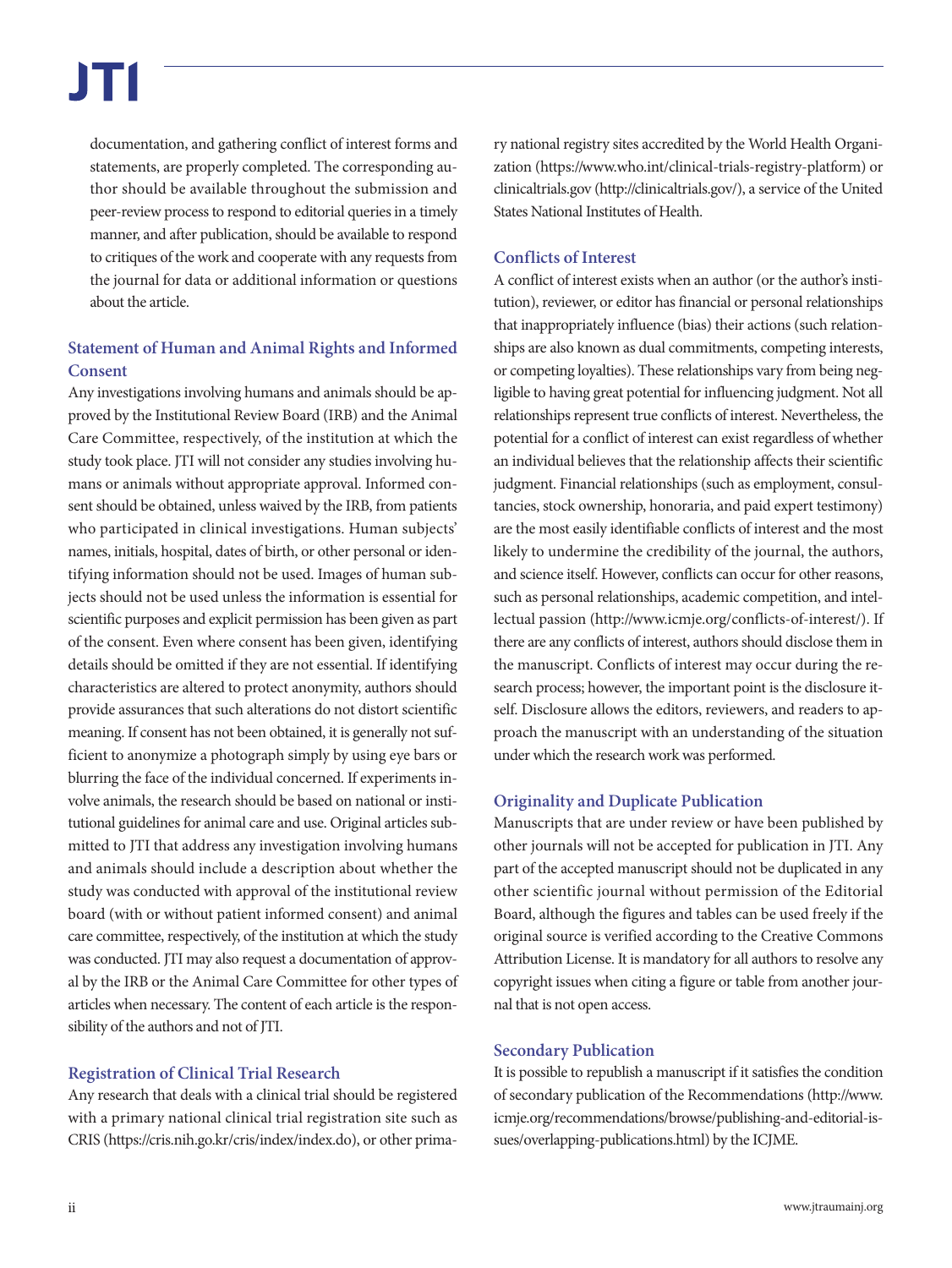documentation, and gathering conflict of interest forms and statements, are properly completed. The corresponding author should be available throughout the submission and peer-review process to respond to editorial queries in a timely manner, and after publication, should be available to respond to critiques of the work and cooperate with any requests from the journal for data or additional information or questions about the article.

### Statement of Human and Animal Rights and Informed Consent

Any investigations involving humans and animals should be approved by the Institutional Review Board (IRB) and the Animal Care Committee, respectively, of the institution at which the study took place. JTI will not consider any studies involving humans or animals without appropriate approval. Informed consent should be obtained, unless waived by the IRB, from patients who participated in clinical investigations. Human subjects' names, initials, hospital, dates of birth, or other personal or identifying information should not be used. Images of human subjects should not be used unless the information is essential for scientific purposes and explicit permission has been given as part of the consent. Even where consent has been given, identifying details should be omitted if they are not essential. If identifying characteristics are altered to protect anonymity, authors should provide assurances that such alterations do not distort scientific meaning. If consent has not been obtained, it is generally not sufficient to anonymize a photograph simply by using eye bars or blurring the face of the individual concerned. If experiments involve animals, the research should be based on national or institutional guidelines for animal care and use. Original articles submitted to JTI that address any investigation involving humans and animals should include a description about whether the study was conducted with approval of the institutional review board (with or without patient informed consent) and animal care committee, respectively, of the institution at which the study was conducted. JTI may also request a documentation of approval by the IRB or the Animal Care Committee for other types of articles when necessary. The content of each article is the responsibility of the authors and not of JTI.

### Registration of Clinical Trial Research

Any research that deals with a clinical trial should be registered with a primary national clinical trial registration site such as CRIS (https://cris.nih.go.kr/cris/index/index.do), or other primary national registry sites accredited by the World Health Organization (https://www.who.int/clinical-trials-registry-platform) or clinicaltrials.gov (http://clinicaltrials.gov/), a service of the United States National Institutes of Health.

### Conflicts of Interest

A conflict of interest exists when an author (or the author's institution), reviewer, or editor has financial or personal relationships that inappropriately influence (bias) their actions (such relationships are also known as dual commitments, competing interests, or competing loyalties). These relationships vary from being negligible to having great potential for influencing judgment. Not all relationships represent true conflicts of interest. Nevertheless, the potential for a conflict of interest can exist regardless of whether an individual believes that the relationship affects their scientific judgment. Financial relationships (such as employment, consultancies, stock ownership, honoraria, and paid expert testimony) are the most easily identifiable conflicts of interest and the most likely to undermine the credibility of the journal, the authors, and science itself. However, conflicts can occur for other reasons, such as personal relationships, academic competition, and intellectual passion (http://www.icmje.org/conflicts-of-interest/). If there are any conflicts of interest, authors should disclose them in the manuscript. Conflicts of interest may occur during the research process; however, the important point is the disclosure itself. Disclosure allows the editors, reviewers, and readers to approach the manuscript with an understanding of the situation under which the research work was performed.

### Originality and Duplicate Publication

Manuscripts that are under review or have been published by other journals will not be accepted for publication in JTI. Any part of the accepted manuscript should not be duplicated in any other scientific journal without permission of the Editorial Board, although the figures and tables can be used freely if the original source is verified according to the Creative Commons Attribution License. It is mandatory for all authors to resolve any copyright issues when citing a figure or table from another journal that is not open access.

### Secondary Publication

It is possible to republish a manuscript if it satisfies the condition of secondary publication of the Recommendations (http://www.icmje.org/recommendations/browse/publishing-and-editorial-issues/overlapping-publications.html) by the ICJME.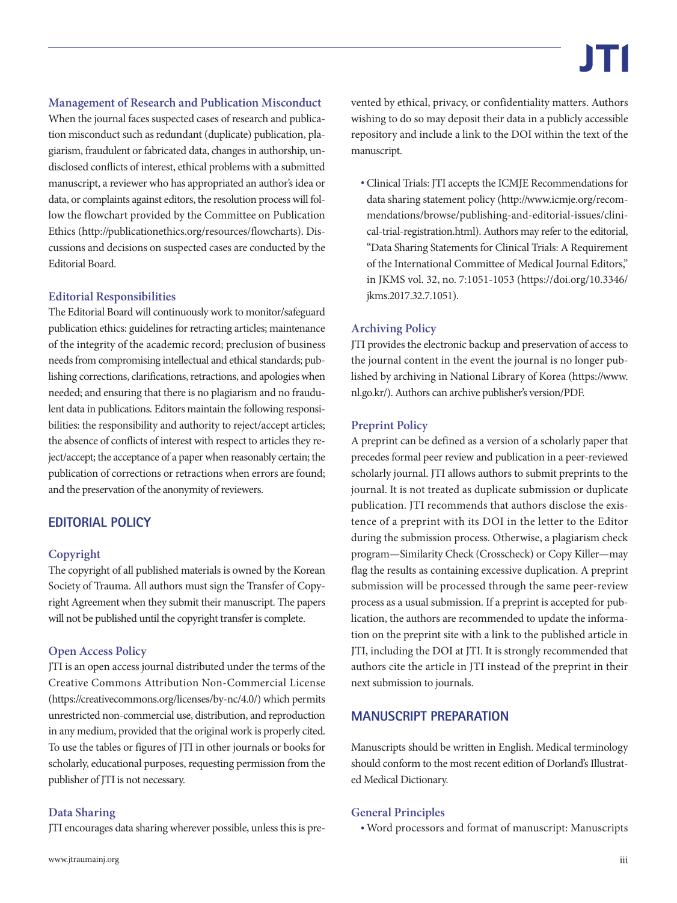### Management of Research and Publication Misconduct

When the journal faces suspected cases of research and publication misconduct such as redundant (duplicate) publication, plagiarism, fraudulent or fabricated data, changes in authorship, undisclosed conflicts of interest, ethical problems with a submitted manuscript, a reviewer who has appropriated an author's idea or data, or complaints against editors, the resolution process will follow the flowchart provided by the Committee on Publication Ethics (http://publicationethics.org/resources/flowcharts). Discussions and decisions on suspected cases are conducted by the Editorial Board.

### Editorial Responsibilities

The Editorial Board will continuously work to monitor/safeguard publication ethics: guidelines for retracting articles; maintenance of the integrity of the academic record; preclusion of business needs from compromising intellectual and ethical standards; publishing corrections, clarifications, retractions, and apologies when needed; and ensuring that there is no plagiarism and no fraudulent data in publications. Editors maintain the following responsibilities: the responsibility and authority to reject/accept articles; the absence of conflicts of interest with respect to articles they reject/accept; the acceptance of a paper when reasonably certain; the publication of corrections or retractions when errors are found; and the preservation of the anonymity of reviewers.

## EDITORIAL POLICY

### Copyright

The copyright of all published materials is owned by the Korean Society of Trauma. All authors must sign the Transfer of Copyright Agreement when they submit their manuscript. The papers will not be published until the copyright transfer is complete.

### Open Access Policy

JTI is an open access journal distributed under the terms of the Creative Commons Attribution Non-Commercial License (https://creativecommons.org/licenses/by-nc/4.0/) which permits unrestricted non-commercial use, distribution, and reproduction in any medium, provided that the original work is properly cited. To use the tables or figures of JTI in other journals or books for scholarly, educational purposes, requesting permission from the publisher of JTI is not necessary.

### Data Sharing

JTI encourages data sharing wherever possible, unless this is prevented by ethical, privacy, or confidentiality matters. Authors wishing to do so may deposit their data in a publicly accessible repository and include a link to the DOI within the text of the manuscript.

- Clinical Trials: JTI accepts the ICMJE Recommendations for data sharing statement policy (http://www.icmje.org/recommendations/browse/publishing-and-editorial-issues/clinical-trial-registration.html). Authors may refer to the editorial, "Data Sharing Statements for Clinical Trials: A Requirement of the International Committee of Medical Journal Editors," in JKMS vol. 32, no. 7:1051-1053 (https://doi.org/10.3346/jkms.2017.32.7.1051).

### Archiving Policy

JTI provides the electronic backup and preservation of access to the journal content in the event the journal is no longer published by archiving in National Library of Korea (https://www.nl.go.kr/). Authors can archive publisher's version/PDF.

### Preprint Policy

A preprint can be defined as a version of a scholarly paper that precedes formal peer review and publication in a peer-reviewed scholarly journal. JTI allows authors to submit preprints to the journal. It is not treated as duplicate submission or duplicate publication. JTI recommends that authors disclose the existence of a preprint with its DOI in the letter to the Editor during the submission process. Otherwise, a plagiarism check program—Similarity Check (Crosscheck) or Copy Killer—may flag the results as containing excessive duplication. A preprint submission will be processed through the same peer-review process as a usual submission. If a preprint is accepted for publication, the authors are recommended to update the information on the preprint site with a link to the published article in JTI, including the DOI at JTI. It is strongly recommended that authors cite the article in JTI instead of the preprint in their next submission to journals.

## MANUSCRIPT PREPARATION

Manuscripts should be written in English. Medical terminology should conform to the most recent edition of Dorland's Illustrated Medical Dictionary.

### General Principles

- Word processors and format of manuscript: Manuscripts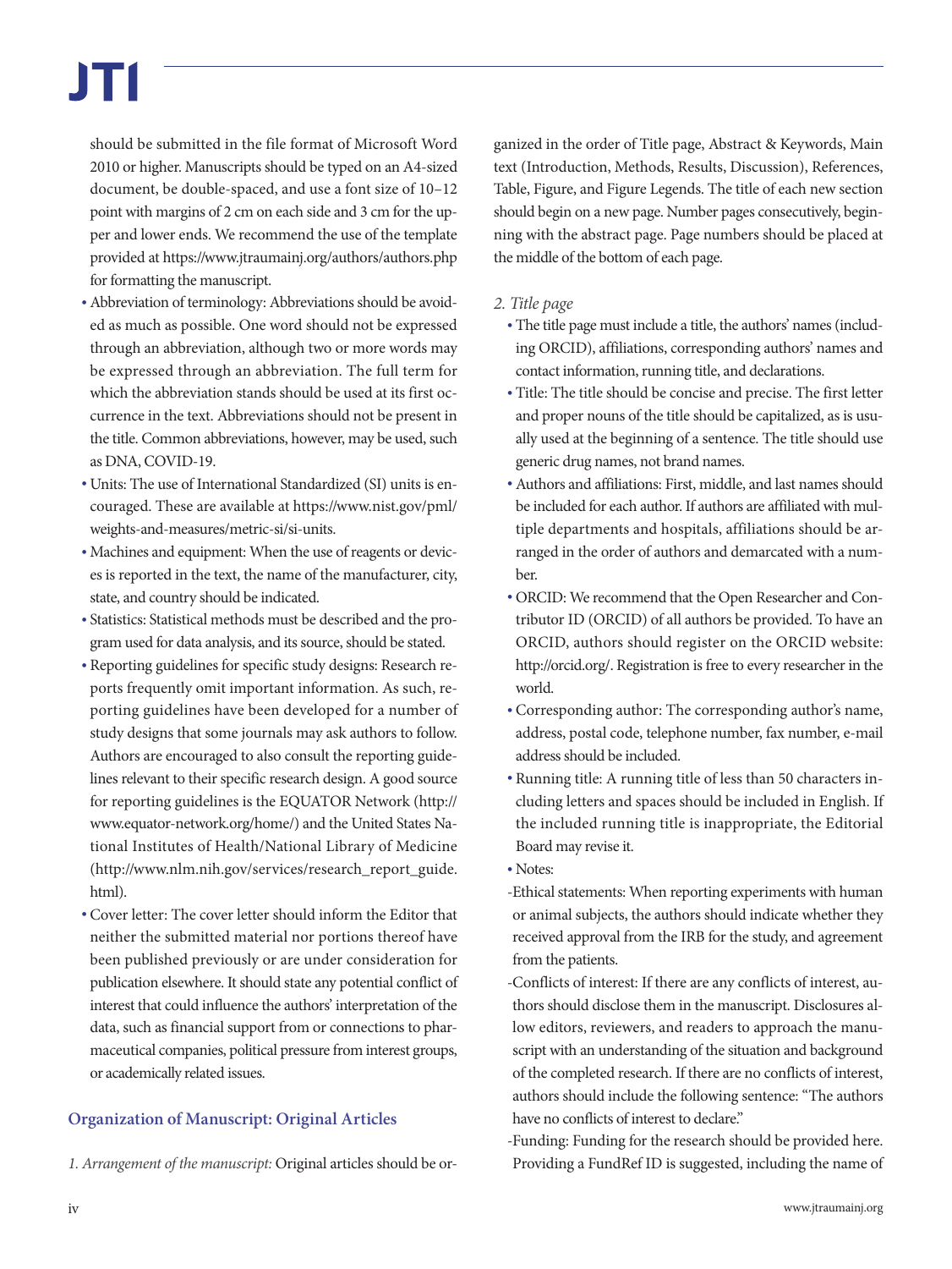should be submitted in the file format of Microsoft Word 2010 or higher. Manuscripts should be typed on an A4-sized document, be double-spaced, and use a font size of 10–12 point with margins of 2 cm on each side and 3 cm for the upper and lower ends. We recommend the use of the template provided at https://www.jtraumainj.org/authors/authors.php for formatting the manuscript.

- Abbreviation of terminology: Abbreviations should be avoided as much as possible. One word should not be expressed through an abbreviation, although two or more words may be expressed through an abbreviation. The full term for which the abbreviation stands should be used at its first occurrence in the text. Abbreviations should not be present in the title. Common abbreviations, however, may be used, such as DNA, COVID-19.
- Units: The use of International Standardized (SI) units is encouraged. These are available at https://www.nist.gov/pml/weights-and-measures/metric-si/si-units.
- Machines and equipment: When the use of reagents or devices is reported in the text, the name of the manufacturer, city, state, and country should be indicated.
- Statistics: Statistical methods must be described and the program used for data analysis, and its source, should be stated.
- Reporting guidelines for specific study designs: Research reports frequently omit important information. As such, reporting guidelines have been developed for a number of study designs that some journals may ask authors to follow. Authors are encouraged to also consult the reporting guidelines relevant to their specific research design. A good source for reporting guidelines is the EQUATOR Network (http://www.equator-network.org/home/) and the United States National Institutes of Health/National Library of Medicine (http://www.nlm.nih.gov/services/research_report_guide.html).
- Cover letter: The cover letter should inform the Editor that neither the submitted material nor portions thereof have been published previously or are under consideration for publication elsewhere. It should state any potential conflict of interest that could influence the authors' interpretation of the data, such as financial support from or connections to pharmaceutical companies, political pressure from interest groups, or academically related issues.

## Organization of Manuscript: Original Articles

*1. Arrangement of the manuscript:* Original articles should be organized in the order of Title page, Abstract & Keywords, Main text (Introduction, Methods, Results, Discussion), References, Table, Figure, and Figure Legends. The title of each new section should begin on a new page. Number pages consecutively, beginning with the abstract page. Page numbers should be placed at the middle of the bottom of each page.

*2. Title page*

- The title page must include a title, the authors' names (including ORCID), affiliations, corresponding authors' names and contact information, running title, and declarations.
- Title: The title should be concise and precise. The first letter and proper nouns of the title should be capitalized, as is usually used at the beginning of a sentence. The title should use generic drug names, not brand names.
- Authors and affiliations: First, middle, and last names should be included for each author. If authors are affiliated with multiple departments and hospitals, affiliations should be arranged in the order of authors and demarcated with a number.
- ORCID: We recommend that the Open Researcher and Contributor ID (ORCID) of all authors be provided. To have an ORCID, authors should register on the ORCID website: http://orcid.org/. Registration is free to every researcher in the world.
- Corresponding author: The corresponding author's name, address, postal code, telephone number, fax number, e-mail address should be included.
- Running title: A running title of less than 50 characters including letters and spaces should be included in English. If the included running title is inappropriate, the Editorial Board may revise it.
- Notes:

-Ethical statements: When reporting experiments with human or animal subjects, the authors should indicate whether they received approval from the IRB for the study, and agreement from the patients.

-Conflicts of interest: If there are any conflicts of interest, authors should disclose them in the manuscript. Disclosures allow editors, reviewers, and readers to approach the manuscript with an understanding of the situation and background of the completed research. If there are no conflicts of interest, authors should include the following sentence: "The authors have no conflicts of interest to declare."

-Funding: Funding for the research should be provided here. Providing a FundRef ID is suggested, including the name of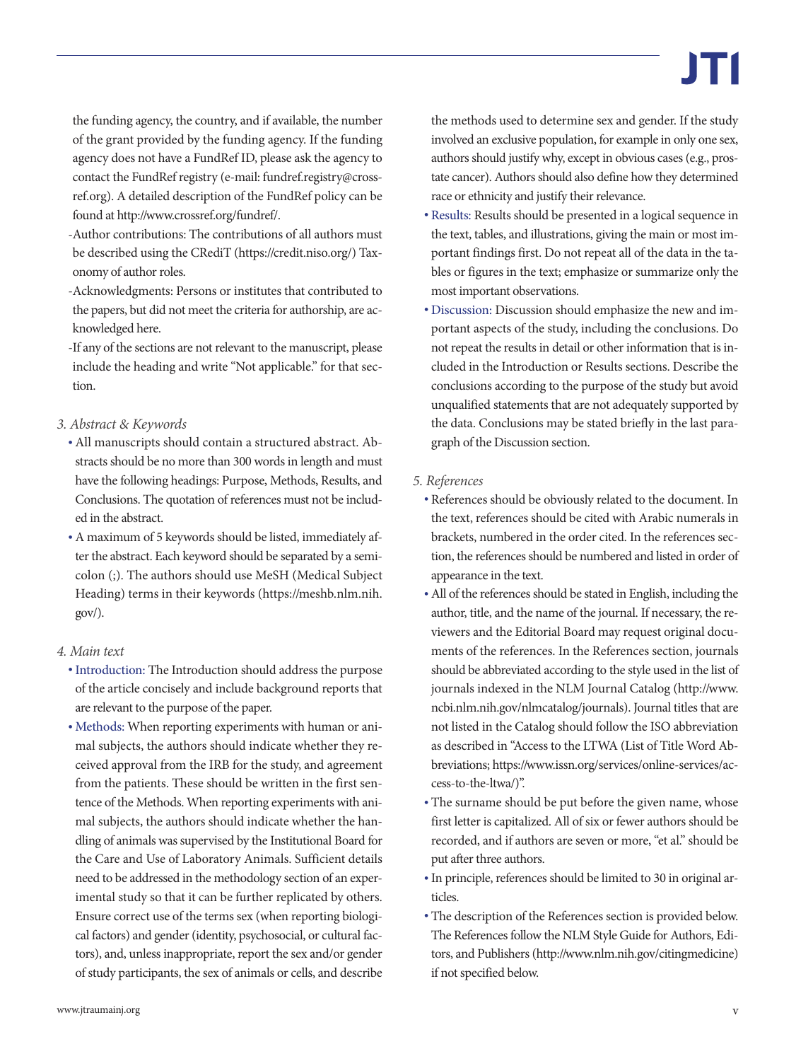the funding agency, the country, and if available, the number of the grant provided by the funding agency. If the funding agency does not have a FundRef ID, please ask the agency to contact the FundRef registry (e-mail: fundref.registry@crossref.org). A detailed description of the FundRef policy can be found at http://www.crossref.org/fundref/.

-Author contributions: The contributions of all authors must be described using the CRediT (https://credit.niso.org/) Taxonomy of author roles.

-Acknowledgments: Persons or institutes that contributed to the papers, but did not meet the criteria for authorship, are acknowledged here.

-If any of the sections are not relevant to the manuscript, please include the heading and write "Not applicable." for that section.

*3. Abstract & Keywords*

- All manuscripts should contain a structured abstract. Abstracts should be no more than 300 words in length and must have the following headings: Purpose, Methods, Results, and Conclusions. The quotation of references must not be included in the abstract.
- A maximum of 5 keywords should be listed, immediately after the abstract. Each keyword should be separated by a semicolon (;). The authors should use MeSH (Medical Subject Heading) terms in their keywords (https://meshb.nlm.nih.gov/).

*4. Main text*

- Introduction: The Introduction should address the purpose of the article concisely and include background reports that are relevant to the purpose of the paper.
- Methods: When reporting experiments with human or animal subjects, the authors should indicate whether they received approval from the IRB for the study, and agreement from the patients. These should be written in the first sentence of the Methods. When reporting experiments with animal subjects, the authors should indicate whether the handling of animals was supervised by the Institutional Board for the Care and Use of Laboratory Animals. Sufficient details need to be addressed in the methodology section of an experimental study so that it can be further replicated by others. Ensure correct use of the terms sex (when reporting biological factors) and gender (identity, psychosocial, or cultural factors), and, unless inappropriate, report the sex and/or gender of study participants, the sex of animals or cells, and describe the methods used to determine sex and gender. If the study involved an exclusive population, for example in only one sex, authors should justify why, except in obvious cases (e.g., prostate cancer). Authors should also define how they determined race or ethnicity and justify their relevance.
- Results: Results should be presented in a logical sequence in the text, tables, and illustrations, giving the main or most important findings first. Do not repeat all of the data in the tables or figures in the text; emphasize or summarize only the most important observations.
- Discussion: Discussion should emphasize the new and important aspects of the study, including the conclusions. Do not repeat the results in detail or other information that is included in the Introduction or Results sections. Describe the conclusions according to the purpose of the study but avoid unqualified statements that are not adequately supported by the data. Conclusions may be stated briefly in the last paragraph of the Discussion section.

*5. References*

- References should be obviously related to the document. In the text, references should be cited with Arabic numerals in brackets, numbered in the order cited. In the references section, the references should be numbered and listed in order of appearance in the text.
- All of the references should be stated in English, including the author, title, and the name of the journal. If necessary, the reviewers and the Editorial Board may request original documents of the references. In the References section, journals should be abbreviated according to the style used in the list of journals indexed in the NLM Journal Catalog (http://www.ncbi.nlm.nih.gov/nlmcatalog/journals). Journal titles that are not listed in the Catalog should follow the ISO abbreviation as described in "Access to the LTWA (List of Title Word Abbreviations; https://www.issn.org/services/online-services/access-to-the-ltwa/)".
- The surname should be put before the given name, whose first letter is capitalized. All of six or fewer authors should be recorded, and if authors are seven or more, "et al." should be put after three authors.
- In principle, references should be limited to 30 in original articles.
- The description of the References section is provided below. The References follow the NLM Style Guide for Authors, Editors, and Publishers (http://www.nlm.nih.gov/citingmedicine) if not specified below.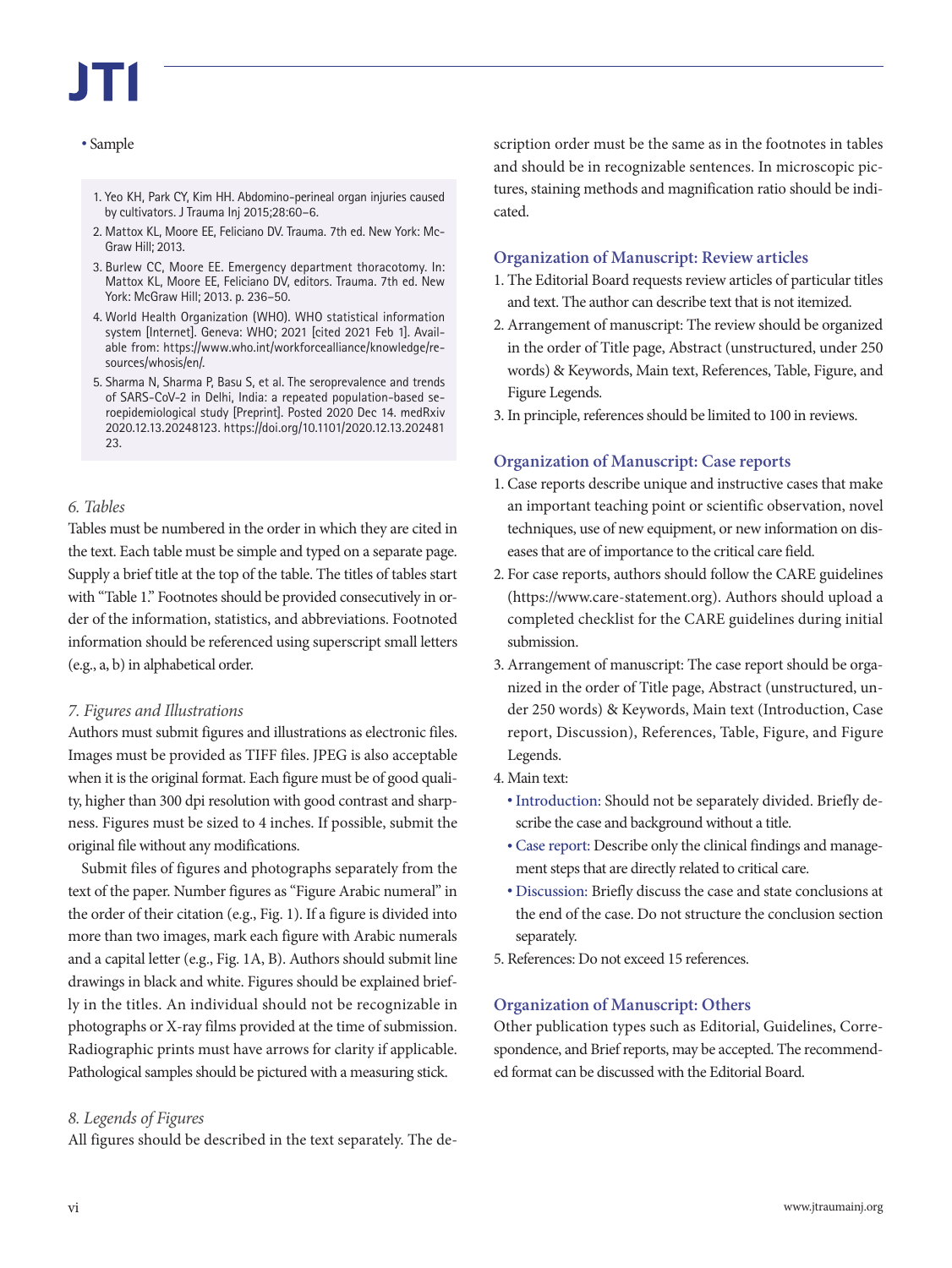- Sample

1. Yeo KH, Park CY, Kim HH. Abdomino-perineal organ injuries caused by cultivators. J Trauma Inj 2015;28:60–6.
2. Mattox KL, Moore EE, Feliciano DV. Trauma. 7th ed. New York: McGraw Hill; 2013.
3. Burlew CC, Moore EE. Emergency department thoracotomy. In: Mattox KL, Moore EE, Feliciano DV, editors. Trauma. 7th ed. New York: McGraw Hill; 2013. p. 236–50.
4. World Health Organization (WHO). WHO statistical information system [Internet]. Geneva: WHO; 2021 [cited 2021 Feb 1]. Available from: https://www.who.int/workforcealliance/knowledge/resources/whosis/en/.
5. Sharma N, Sharma P, Basu S, et al. The seroprevalence and trends of SARS-CoV-2 in Delhi, India: a repeated population-based seroepidemiological study [Preprint]. Posted 2020 Dec 14. medRxiv 2020.12.13.20248123. https://doi.org/10.1101/2020.12.13.20248123.

*6. Tables*

Tables must be numbered in the order in which they are cited in the text. Each table must be simple and typed on a separate page. Supply a brief title at the top of the table. The titles of tables start with "Table 1." Footnotes should be provided consecutively in order of the information, statistics, and abbreviations. Footnoted information should be referenced using superscript small letters (e.g., a, b) in alphabetical order.

*7. Figures and Illustrations*

Authors must submit figures and illustrations as electronic files. Images must be provided as TIFF files. JPEG is also acceptable when it is the original format. Each figure must be of good quality, higher than 300 dpi resolution with good contrast and sharpness. Figures must be sized to 4 inches. If possible, submit the original file without any modifications.

Submit files of figures and photographs separately from the text of the paper. Number figures as "Figure Arabic numeral" in the order of their citation (e.g., Fig. 1). If a figure is divided into more than two images, mark each figure with Arabic numerals and a capital letter (e.g., Fig. 1A, B). Authors should submit line drawings in black and white. Figures should be explained briefly in the titles. An individual should not be recognizable in photographs or X-ray films provided at the time of submission. Radiographic prints must have arrows for clarity if applicable. Pathological samples should be pictured with a measuring stick.

*8. Legends of Figures*

All figures should be described in the text separately. The description order must be the same as in the footnotes in tables and should be in recognizable sentences. In microscopic pictures, staining methods and magnification ratio should be indicated.

## Organization of Manuscript: Review articles

1. The Editorial Board requests review articles of particular titles and text. The author can describe text that is not itemized.
2. Arrangement of manuscript: The review should be organized in the order of Title page, Abstract (unstructured, under 250 words) & Keywords, Main text, References, Table, Figure, and Figure Legends.
3. In principle, references should be limited to 100 in reviews.

## Organization of Manuscript: Case reports

1. Case reports describe unique and instructive cases that make an important teaching point or scientific observation, novel techniques, use of new equipment, or new information on diseases that are of importance to the critical care field.
2. For case reports, authors should follow the CARE guidelines (https://www.care-statement.org). Authors should upload a completed checklist for the CARE guidelines during initial submission.
3. Arrangement of manuscript: The case report should be organized in the order of Title page, Abstract (unstructured, under 250 words) & Keywords, Main text (Introduction, Case report, Discussion), References, Table, Figure, and Figure Legends.
4. Main text:
   - Introduction: Should not be separately divided. Briefly describe the case and background without a title.
   - Case report: Describe only the clinical findings and management steps that are directly related to critical care.
   - Discussion: Briefly discuss the case and state conclusions at the end of the case. Do not structure the conclusion section separately.
5. References: Do not exceed 15 references.

## Organization of Manuscript: Others

Other publication types such as Editorial, Guidelines, Correspondence, and Brief reports, may be accepted. The recommended format can be discussed with the Editorial Board.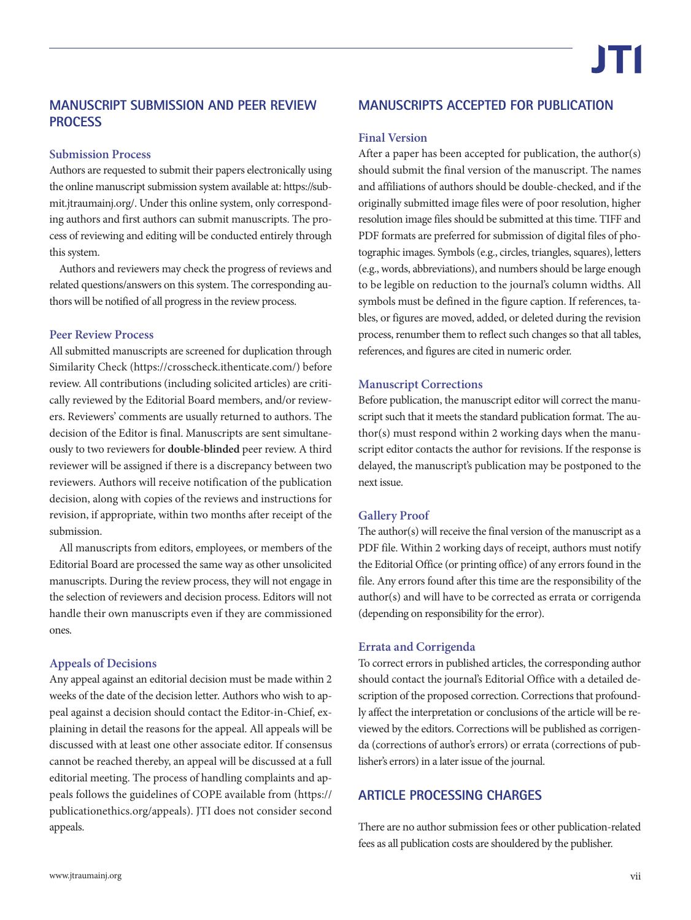## MANUSCRIPT SUBMISSION AND PEER REVIEW PROCESS

### Submission Process

Authors are requested to submit their papers electronically using the online manuscript submission system available at: https://submit.jtraumainj.org/. Under this online system, only corresponding authors and first authors can submit manuscripts. The process of reviewing and editing will be conducted entirely through this system.

Authors and reviewers may check the progress of reviews and related questions/answers on this system. The corresponding authors will be notified of all progress in the review process.

### Peer Review Process

All submitted manuscripts are screened for duplication through Similarity Check (https://crosscheck.ithenticate.com/) before review. All contributions (including solicited articles) are critically reviewed by the Editorial Board members, and/or reviewers. Reviewers' comments are usually returned to authors. The decision of the Editor is final. Manuscripts are sent simultaneously to two reviewers for **double-blinded** peer review. A third reviewer will be assigned if there is a discrepancy between two reviewers. Authors will receive notification of the publication decision, along with copies of the reviews and instructions for revision, if appropriate, within two months after receipt of the submission.

All manuscripts from editors, employees, or members of the Editorial Board are processed the same way as other unsolicited manuscripts. During the review process, they will not engage in the selection of reviewers and decision process. Editors will not handle their own manuscripts even if they are commissioned ones.

### Appeals of Decisions

Any appeal against an editorial decision must be made within 2 weeks of the date of the decision letter. Authors who wish to appeal against a decision should contact the Editor-in-Chief, explaining in detail the reasons for the appeal. All appeals will be discussed with at least one other associate editor. If consensus cannot be reached thereby, an appeal will be discussed at a full editorial meeting. The process of handling complaints and appeals follows the guidelines of COPE available from (https://publicationethics.org/appeals). JTI does not consider second appeals.

## MANUSCRIPTS ACCEPTED FOR PUBLICATION

### Final Version

After a paper has been accepted for publication, the author(s) should submit the final version of the manuscript. The names and affiliations of authors should be double-checked, and if the originally submitted image files were of poor resolution, higher resolution image files should be submitted at this time. TIFF and PDF formats are preferred for submission of digital files of photographic images. Symbols (e.g., circles, triangles, squares), letters (e.g., words, abbreviations), and numbers should be large enough to be legible on reduction to the journal's column widths. All symbols must be defined in the figure caption. If references, tables, or figures are moved, added, or deleted during the revision process, renumber them to reflect such changes so that all tables, references, and figures are cited in numeric order.

### Manuscript Corrections

Before publication, the manuscript editor will correct the manuscript such that it meets the standard publication format. The author(s) must respond within 2 working days when the manuscript editor contacts the author for revisions. If the response is delayed, the manuscript's publication may be postponed to the next issue.

### Gallery Proof

The author(s) will receive the final version of the manuscript as a PDF file. Within 2 working days of receipt, authors must notify the Editorial Office (or printing office) of any errors found in the file. Any errors found after this time are the responsibility of the author(s) and will have to be corrected as errata or corrigenda (depending on responsibility for the error).

### Errata and Corrigenda

To correct errors in published articles, the corresponding author should contact the journal's Editorial Office with a detailed description of the proposed correction. Corrections that profoundly affect the interpretation or conclusions of the article will be reviewed by the editors. Corrections will be published as corrigenda (corrections of author's errors) or errata (corrections of publisher's errors) in a later issue of the journal.

## ARTICLE PROCESSING CHARGES

There are no author submission fees or other publication-related fees as all publication costs are shouldered by the publisher.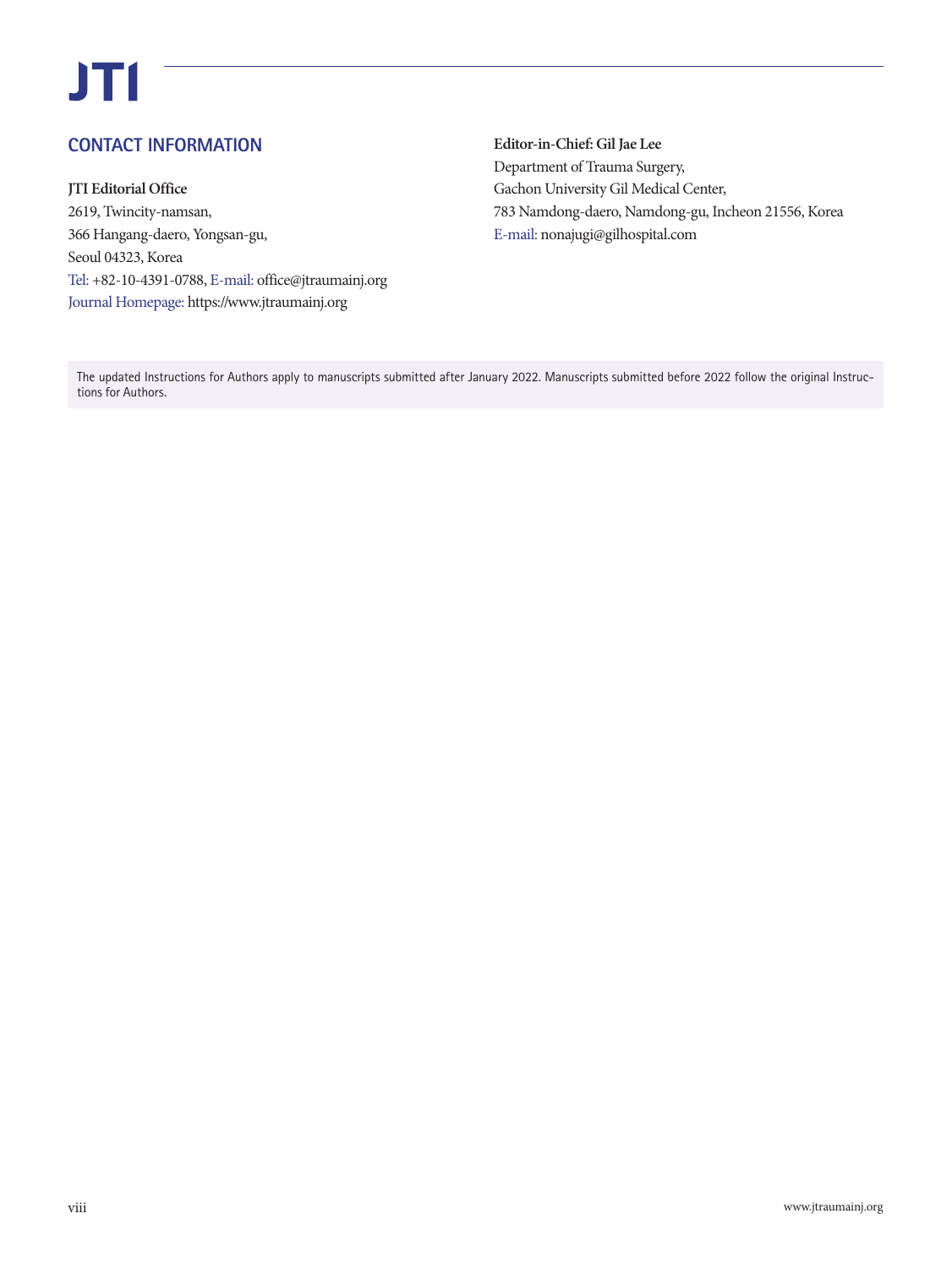## CONTACT INFORMATION

**JTI Editorial Office**
2619, Twincity-namsan,
366 Hangang-daero, Yongsan-gu,
Seoul 04323, Korea
Tel: +82-10-4391-0788, E-mail: office@jtraumainj.org
Journal Homepage: https://www.jtraumainj.org

**Editor-in-Chief: Gil Jae Lee**
Department of Trauma Surgery,
Gachon University Gil Medical Center,
783 Namdong-daero, Namdong-gu, Incheon 21556, Korea
E-mail: nonajugi@gilhospital.com

The updated Instructions for Authors apply to manuscripts submitted after January 2022. Manuscripts submitted before 2022 follow the original Instructions for Authors.